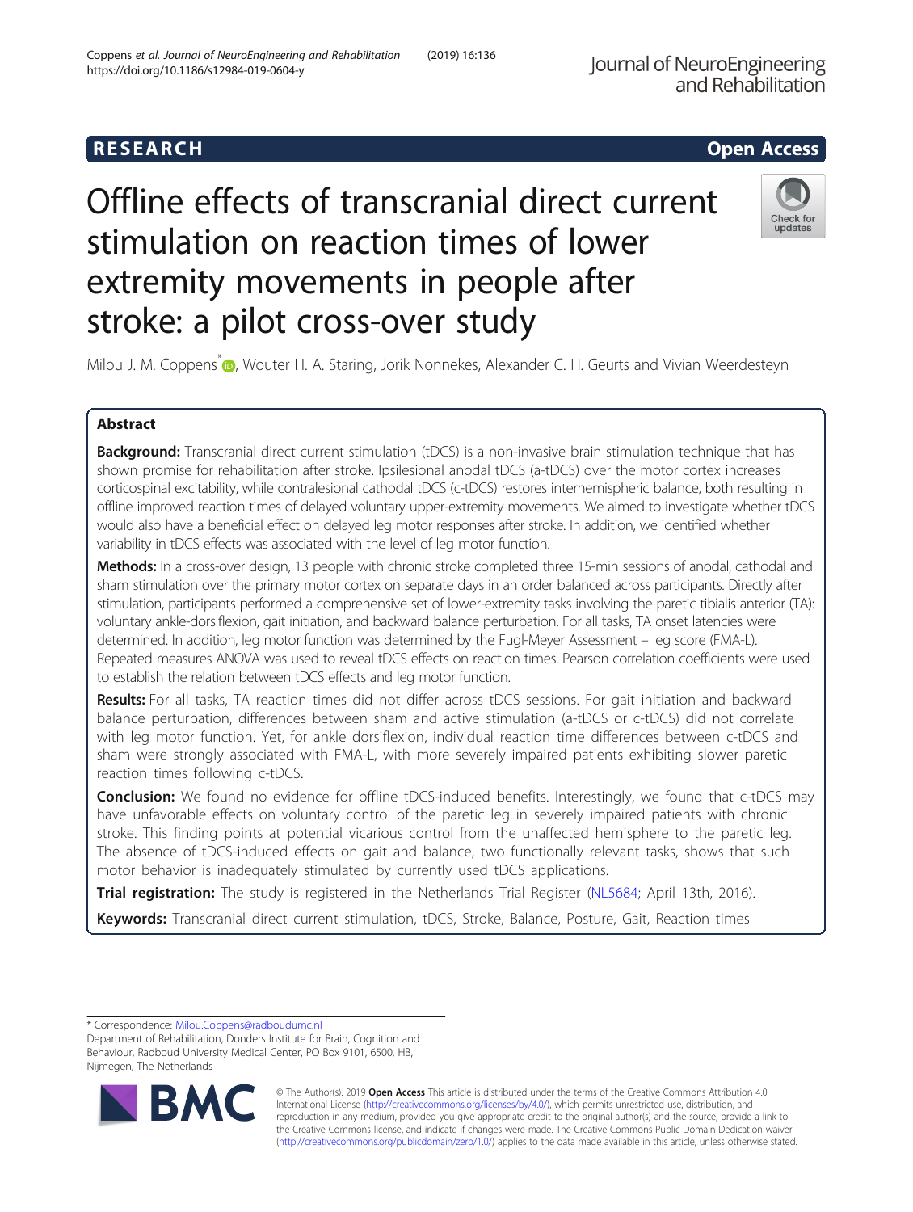RESEARCH

Open Access

# Offline effects of transcranial direct current stimulation on reaction times of lower extremity movements in people after stroke: a pilot cross-over study

Milou J. M. Coppens*, Wouter H. A. Staring, Jorik Nonnekes, Alexander C. H. Geurts and Vivian Weerdesteyn

## Abstract

**Background:** Transcranial direct current stimulation (tDCS) is a non-invasive brain stimulation technique that has shown promise for rehabilitation after stroke. Ipsilesional anodal tDCS (a-tDCS) over the motor cortex increases corticospinal excitability, while contralesional cathodal tDCS (c-tDCS) restores interhemispheric balance, both resulting in offline improved reaction times of delayed voluntary upper-extremity movements. We aimed to investigate whether tDCS would also have a beneficial effect on delayed leg motor responses after stroke. In addition, we identified whether variability in tDCS effects was associated with the level of leg motor function.

**Methods:** In a cross-over design, 13 people with chronic stroke completed three 15-min sessions of anodal, cathodal and sham stimulation over the primary motor cortex on separate days in an order balanced across participants. Directly after stimulation, participants performed a comprehensive set of lower-extremity tasks involving the paretic tibialis anterior (TA): voluntary ankle-dorsiflexion, gait initiation, and backward balance perturbation. For all tasks, TA onset latencies were determined. In addition, leg motor function was determined by the Fugl-Meyer Assessment – leg score (FMA-L). Repeated measures ANOVA was used to reveal tDCS effects on reaction times. Pearson correlation coefficients were used to establish the relation between tDCS effects and leg motor function.

**Results:** For all tasks, TA reaction times did not differ across tDCS sessions. For gait initiation and backward balance perturbation, differences between sham and active stimulation (a-tDCS or c-tDCS) did not correlate with leg motor function. Yet, for ankle dorsiflexion, individual reaction time differences between c-tDCS and sham were strongly associated with FMA-L, with more severely impaired patients exhibiting slower paretic reaction times following c-tDCS.

**Conclusion:** We found no evidence for offline tDCS-induced benefits. Interestingly, we found that c-tDCS may have unfavorable effects on voluntary control of the paretic leg in severely impaired patients with chronic stroke. This finding points at potential vicarious control from the unaffected hemisphere to the paretic leg. The absence of tDCS-induced effects on gait and balance, two functionally relevant tasks, shows that such motor behavior is inadequately stimulated by currently used tDCS applications.

**Trial registration:** The study is registered in the Netherlands Trial Register (NL5684; April 13th, 2016).

**Keywords:** Transcranial direct current stimulation, tDCS, Stroke, Balance, Posture, Gait, Reaction times

\* Correspondence: Milou.Coppens@radboudumc.nl
Department of Rehabilitation, Donders Institute for Brain, Cognition and Behaviour, Radboud University Medical Center, PO Box 9101, 6500, HB, Nijmegen, The Netherlands

© The Author(s). 2019 **Open Access** This article is distributed under the terms of the Creative Commons Attribution 4.0 International License (http://creativecommons.org/licenses/by/4.0/), which permits unrestricted use, distribution, and reproduction in any medium, provided you give appropriate credit to the original author(s) and the source, provide a link to the Creative Commons license, and indicate if changes were made. The Creative Commons Public Domain Dedication waiver (http://creativecommons.org/publicdomain/zero/1.0/) applies to the data made available in this article, unless otherwise stated.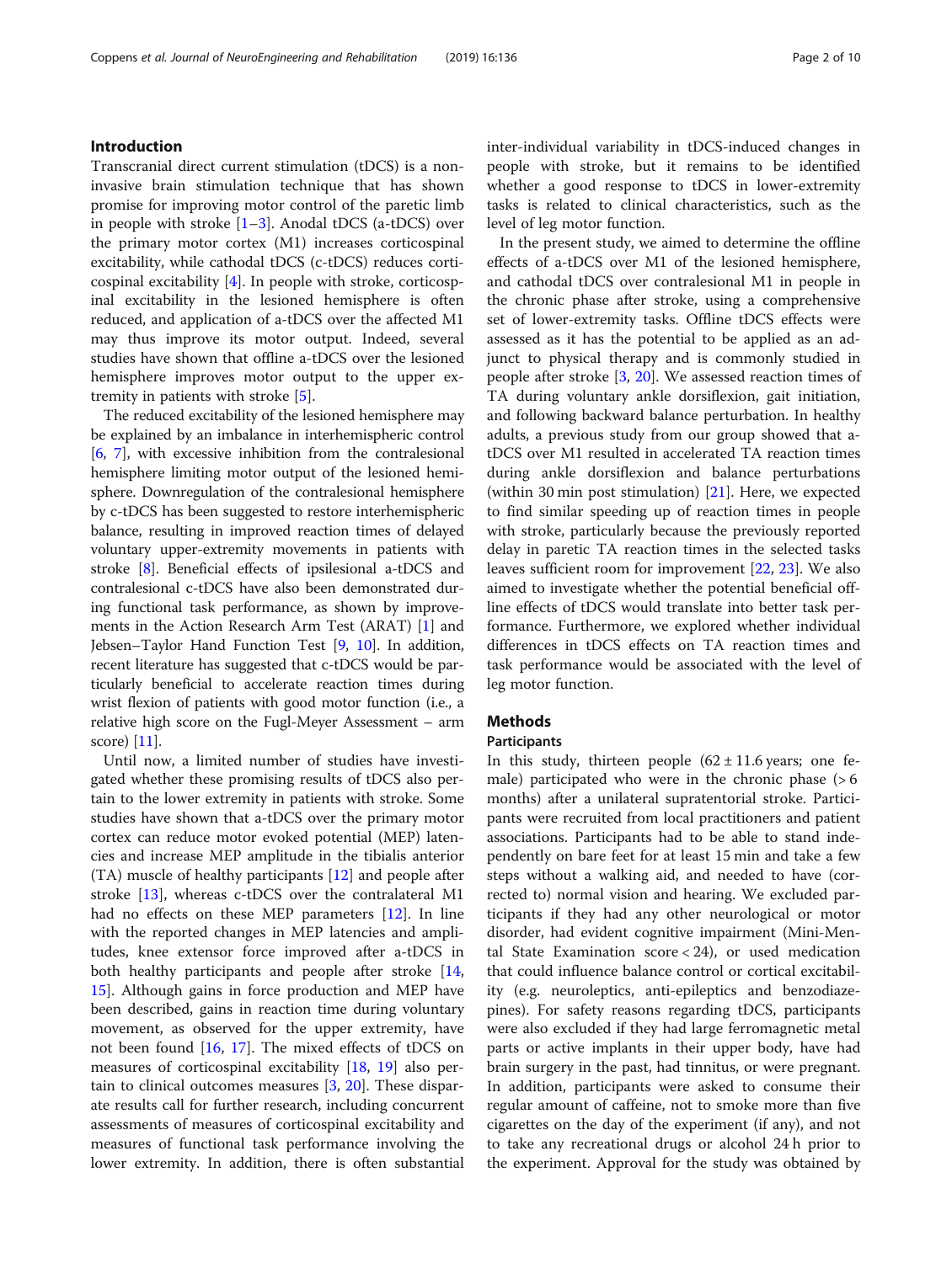## Introduction

Transcranial direct current stimulation (tDCS) is a non-invasive brain stimulation technique that has shown promise for improving motor control of the paretic limb in people with stroke [1–3]. Anodal tDCS (a-tDCS) over the primary motor cortex (M1) increases corticospinal excitability, while cathodal tDCS (c-tDCS) reduces corticospinal excitability [4]. In people with stroke, corticospinal excitability in the lesioned hemisphere is often reduced, and application of a-tDCS over the affected M1 may thus improve its motor output. Indeed, several studies have shown that offline a-tDCS over the lesioned hemisphere improves motor output to the upper extremity in patients with stroke [5].

The reduced excitability of the lesioned hemisphere may be explained by an imbalance in interhemispheric control [6, 7], with excessive inhibition from the contralesional hemisphere limiting motor output of the lesioned hemisphere. Downregulation of the contralesional hemisphere by c-tDCS has been suggested to restore interhemispheric balance, resulting in improved reaction times of delayed voluntary upper-extremity movements in patients with stroke [8]. Beneficial effects of ipsilesional a-tDCS and contralesional c-tDCS have also been demonstrated during functional task performance, as shown by improvements in the Action Research Arm Test (ARAT) [1] and Jebsen–Taylor Hand Function Test [9, 10]. In addition, recent literature has suggested that c-tDCS would be particularly beneficial to accelerate reaction times during wrist flexion of patients with good motor function (i.e., a relative high score on the Fugl-Meyer Assessment – arm score) [11].

Until now, a limited number of studies have investigated whether these promising results of tDCS also pertain to the lower extremity in patients with stroke. Some studies have shown that a-tDCS over the primary motor cortex can reduce motor evoked potential (MEP) latencies and increase MEP amplitude in the tibialis anterior (TA) muscle of healthy participants [12] and people after stroke [13], whereas c-tDCS over the contralateral M1 had no effects on these MEP parameters [12]. In line with the reported changes in MEP latencies and amplitudes, knee extensor force improved after a-tDCS in both healthy participants and people after stroke [14, 15]. Although gains in force production and MEP have been described, gains in reaction time during voluntary movement, as observed for the upper extremity, have not been found [16, 17]. The mixed effects of tDCS on measures of corticospinal excitability [18, 19] also pertain to clinical outcomes measures [3, 20]. These disparate results call for further research, including concurrent assessments of measures of corticospinal excitability and measures of functional task performance involving the lower extremity. In addition, there is often substantial inter-individual variability in tDCS-induced changes in people with stroke, but it remains to be identified whether a good response to tDCS in lower-extremity tasks is related to clinical characteristics, such as the level of leg motor function.

In the present study, we aimed to determine the offline effects of a-tDCS over M1 of the lesioned hemisphere, and cathodal tDCS over contralesional M1 in people in the chronic phase after stroke, using a comprehensive set of lower-extremity tasks. Offline tDCS effects were assessed as it has the potential to be applied as an adjunct to physical therapy and is commonly studied in people after stroke [3, 20]. We assessed reaction times of TA during voluntary ankle dorsiflexion, gait initiation, and following backward balance perturbation. In healthy adults, a previous study from our group showed that a-tDCS over M1 resulted in accelerated TA reaction times during ankle dorsiflexion and balance perturbations (within 30 min post stimulation) [21]. Here, we expected to find similar speeding up of reaction times in people with stroke, particularly because the previously reported delay in paretic TA reaction times in the selected tasks leaves sufficient room for improvement [22, 23]. We also aimed to investigate whether the potential beneficial offline effects of tDCS would translate into better task performance. Furthermore, we explored whether individual differences in tDCS effects on TA reaction times and task performance would be associated with the level of leg motor function.

## Methods

### Participants

In this study, thirteen people (62 ± 11.6 years; one female) participated who were in the chronic phase (> 6 months) after a unilateral supratentorial stroke. Participants were recruited from local practitioners and patient associations. Participants had to be able to stand independently on bare feet for at least 15 min and take a few steps without a walking aid, and needed to have (corrected to) normal vision and hearing. We excluded participants if they had any other neurological or motor disorder, had evident cognitive impairment (Mini-Mental State Examination score < 24), or used medication that could influence balance control or cortical excitability (e.g. neuroleptics, anti-epileptics and benzodiazepines). For safety reasons regarding tDCS, participants were also excluded if they had large ferromagnetic metal parts or active implants in their upper body, have had brain surgery in the past, had tinnitus, or were pregnant. In addition, participants were asked to consume their regular amount of caffeine, not to smoke more than five cigarettes on the day of the experiment (if any), and not to take any recreational drugs or alcohol 24 h prior to the experiment. Approval for the study was obtained by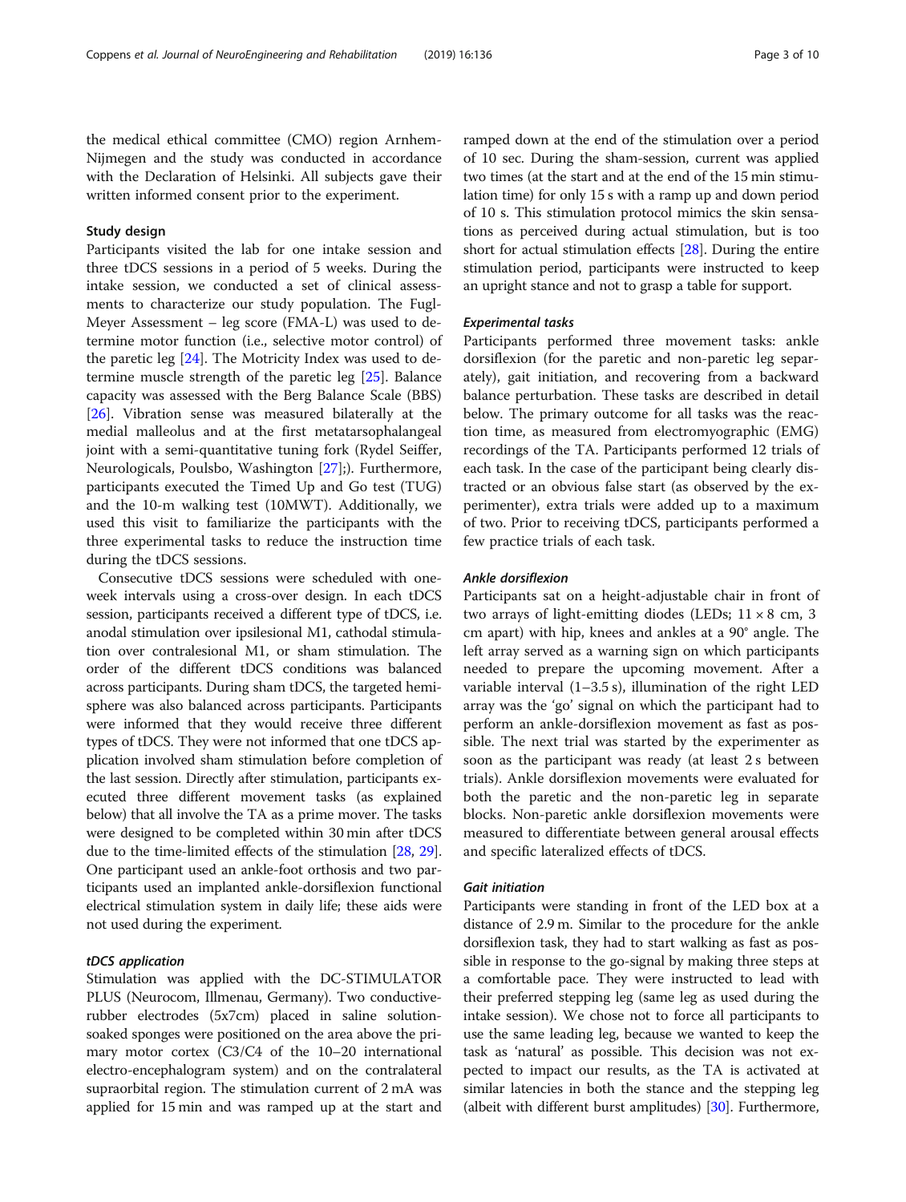the medical ethical committee (CMO) region Arnhem-Nijmegen and the study was conducted in accordance with the Declaration of Helsinki. All subjects gave their written informed consent prior to the experiment.

## Study design

Participants visited the lab for one intake session and three tDCS sessions in a period of 5 weeks. During the intake session, we conducted a set of clinical assessments to characterize our study population. The Fugl-Meyer Assessment – leg score (FMA-L) was used to determine motor function (i.e., selective motor control) of the paretic leg [24]. The Motricity Index was used to determine muscle strength of the paretic leg [25]. Balance capacity was assessed with the Berg Balance Scale (BBS) [26]. Vibration sense was measured bilaterally at the medial malleolus and at the first metatarsophalangeal joint with a semi-quantitative tuning fork (Rydel Seiffer, Neurologicals, Poulsbo, Washington [27];). Furthermore, participants executed the Timed Up and Go test (TUG) and the 10-m walking test (10MWT). Additionally, we used this visit to familiarize the participants with the three experimental tasks to reduce the instruction time during the tDCS sessions.

Consecutive tDCS sessions were scheduled with one-week intervals using a cross-over design. In each tDCS session, participants received a different type of tDCS, i.e. anodal stimulation over ipsilesional M1, cathodal stimulation over contralesional M1, or sham stimulation. The order of the different tDCS conditions was balanced across participants. During sham tDCS, the targeted hemisphere was also balanced across participants. Participants were informed that they would receive three different types of tDCS. They were not informed that one tDCS application involved sham stimulation before completion of the last session. Directly after stimulation, participants executed three different movement tasks (as explained below) that all involve the TA as a prime mover. The tasks were designed to be completed within 30 min after tDCS due to the time-limited effects of the stimulation [28, 29]. One participant used an ankle-foot orthosis and two participants used an implanted ankle-dorsiflexion functional electrical stimulation system in daily life; these aids were not used during the experiment.

### *tDCS application*

Stimulation was applied with the DC-STIMULATOR PLUS (Neurocom, Illmenau, Germany). Two conductive-rubber electrodes (5x7cm) placed in saline solution-soaked sponges were positioned on the area above the primary motor cortex (C3/C4 of the 10–20 international electro-encephalogram system) and on the contralateral supraorbital region. The stimulation current of 2 mA was applied for 15 min and was ramped up at the start and ramped down at the end of the stimulation over a period of 10 sec. During the sham-session, current was applied two times (at the start and at the end of the 15 min stimulation time) for only 15 s with a ramp up and down period of 10 s. This stimulation protocol mimics the skin sensations as perceived during actual stimulation, but is too short for actual stimulation effects [28]. During the entire stimulation period, participants were instructed to keep an upright stance and not to grasp a table for support.

### *Experimental tasks*

Participants performed three movement tasks: ankle dorsiflexion (for the paretic and non-paretic leg separately), gait initiation, and recovering from a backward balance perturbation. These tasks are described in detail below. The primary outcome for all tasks was the reaction time, as measured from electromyographic (EMG) recordings of the TA. Participants performed 12 trials of each task. In the case of the participant being clearly distracted or an obvious false start (as observed by the experimenter), extra trials were added up to a maximum of two. Prior to receiving tDCS, participants performed a few practice trials of each task.

### *Ankle dorsiflexion*

Participants sat on a height-adjustable chair in front of two arrays of light-emitting diodes (LEDs; 11 × 8 cm, 3 cm apart) with hip, knees and ankles at a 90° angle. The left array served as a warning sign on which participants needed to prepare the upcoming movement. After a variable interval (1–3.5 s), illumination of the right LED array was the 'go' signal on which the participant had to perform an ankle-dorsiflexion movement as fast as possible. The next trial was started by the experimenter as soon as the participant was ready (at least 2 s between trials). Ankle dorsiflexion movements were evaluated for both the paretic and the non-paretic leg in separate blocks. Non-paretic ankle dorsiflexion movements were measured to differentiate between general arousal effects and specific lateralized effects of tDCS.

### *Gait initiation*

Participants were standing in front of the LED box at a distance of 2.9 m. Similar to the procedure for the ankle dorsiflexion task, they had to start walking as fast as possible in response to the go-signal by making three steps at a comfortable pace. They were instructed to lead with their preferred stepping leg (same leg as used during the intake session). We chose not to force all participants to use the same leading leg, because we wanted to keep the task as 'natural' as possible. This decision was not expected to impact our results, as the TA is activated at similar latencies in both the stance and the stepping leg (albeit with different burst amplitudes) [30]. Furthermore,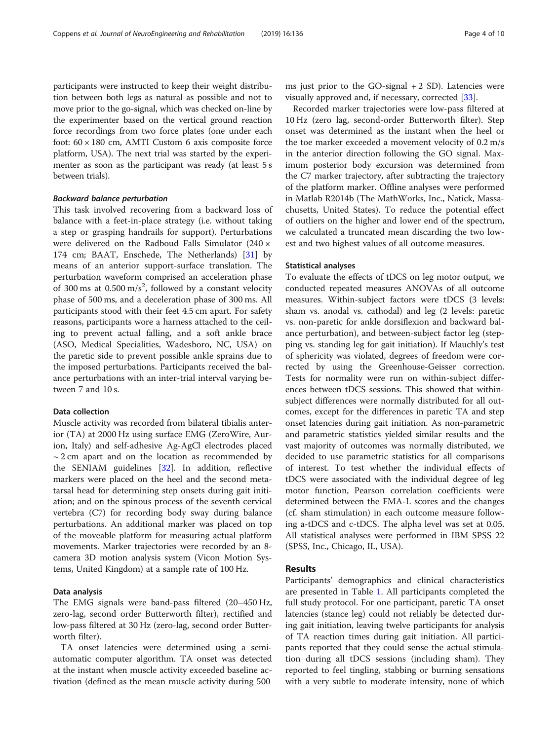participants were instructed to keep their weight distribution between both legs as natural as possible and not to move prior to the go-signal, which was checked on-line by the experimenter based on the vertical ground reaction force recordings from two force plates (one under each foot: 60 × 180 cm, AMTI Custom 6 axis composite force platform, USA). The next trial was started by the experimenter as soon as the participant was ready (at least 5 s between trials).

#### *Backward balance perturbation*

This task involved recovering from a backward loss of balance with a feet-in-place strategy (i.e. without taking a step or grasping handrails for support). Perturbations were delivered on the Radboud Falls Simulator (240 × 174 cm; BAAT, Enschede, The Netherlands) [31] by means of an anterior support-surface translation. The perturbation waveform comprised an acceleration phase of 300 ms at 0.500 $m/s^2$, followed by a constant velocity phase of 500 ms, and a deceleration phase of 300 ms. All participants stood with their feet 4.5 cm apart. For safety reasons, participants wore a harness attached to the ceiling to prevent actual falling, and a soft ankle brace (ASO, Medical Specialities, Wadesboro, NC, USA) on the paretic side to prevent possible ankle sprains due to the imposed perturbations. Participants received the balance perturbations with an inter-trial interval varying between 7 and 10 s.

### Data collection

Muscle activity was recorded from bilateral tibialis anterior (TA) at 2000 Hz using surface EMG (ZeroWire, Aurion, Italy) and self-adhesive Ag-AgCl electrodes placed ~ 2 cm apart and on the location as recommended by the SENIAM guidelines [32]. In addition, reflective markers were placed on the heel and the second metatarsal head for determining step onsets during gait initiation; and on the spinous process of the seventh cervical vertebra (C7) for recording body sway during balance perturbations. An additional marker was placed on top of the moveable platform for measuring actual platform movements. Marker trajectories were recorded by an 8-camera 3D motion analysis system (Vicon Motion Systems, United Kingdom) at a sample rate of 100 Hz.

### Data analysis

The EMG signals were band-pass filtered (20–450 Hz, zero-lag, second order Butterworth filter), rectified and low-pass filtered at 30 Hz (zero-lag, second order Butterworth filter).

TA onset latencies were determined using a semi-automatic computer algorithm. TA onset was detected at the instant when muscle activity exceeded baseline activation (defined as the mean muscle activity during 500 ms just prior to the GO-signal + 2 SD). Latencies were visually approved and, if necessary, corrected [33].

Recorded marker trajectories were low-pass filtered at 10 Hz (zero lag, second-order Butterworth filter). Step onset was determined as the instant when the heel or the toe marker exceeded a movement velocity of 0.2 m/s in the anterior direction following the GO signal. Maximum posterior body excursion was determined from the C7 marker trajectory, after subtracting the trajectory of the platform marker. Offline analyses were performed in Matlab R2014b (The MathWorks, Inc., Natick, Massachusetts, United States). To reduce the potential effect of outliers on the higher and lower end of the spectrum, we calculated a truncated mean discarding the two lowest and two highest values of all outcome measures.

### Statistical analyses

To evaluate the effects of tDCS on leg motor output, we conducted repeated measures ANOVAs of all outcome measures. Within-subject factors were tDCS (3 levels: sham vs. anodal vs. cathodal) and leg (2 levels: paretic vs. non-paretic for ankle dorsiflexion and backward balance perturbation), and between-subject factor leg (stepping vs. standing leg for gait initiation). If Mauchly's test of sphericity was violated, degrees of freedom were corrected by using the Greenhouse-Geisser correction. Tests for normality were run on within-subject differences between tDCS sessions. This showed that within-subject differences were normally distributed for all outcomes, except for the differences in paretic TA and step onset latencies during gait initiation. As non-parametric and parametric statistics yielded similar results and the vast majority of outcomes was normally distributed, we decided to use parametric statistics for all comparisons of interest. To test whether the individual effects of tDCS were associated with the individual degree of leg motor function, Pearson correlation coefficients were determined between the FMA-L scores and the changes (cf. sham stimulation) in each outcome measure following a-tDCS and c-tDCS. The alpha level was set at 0.05. All statistical analyses were performed in IBM SPSS 22 (SPSS, Inc., Chicago, IL, USA).

## Results

Participants' demographics and clinical characteristics are presented in Table 1. All participants completed the full study protocol. For one participant, paretic TA onset latencies (stance leg) could not reliably be detected during gait initiation, leaving twelve participants for analysis of TA reaction times during gait initiation. All participants reported that they could sense the actual stimulation during all tDCS sessions (including sham). They reported to feel tingling, stabbing or burning sensations with a very subtle to moderate intensity, none of which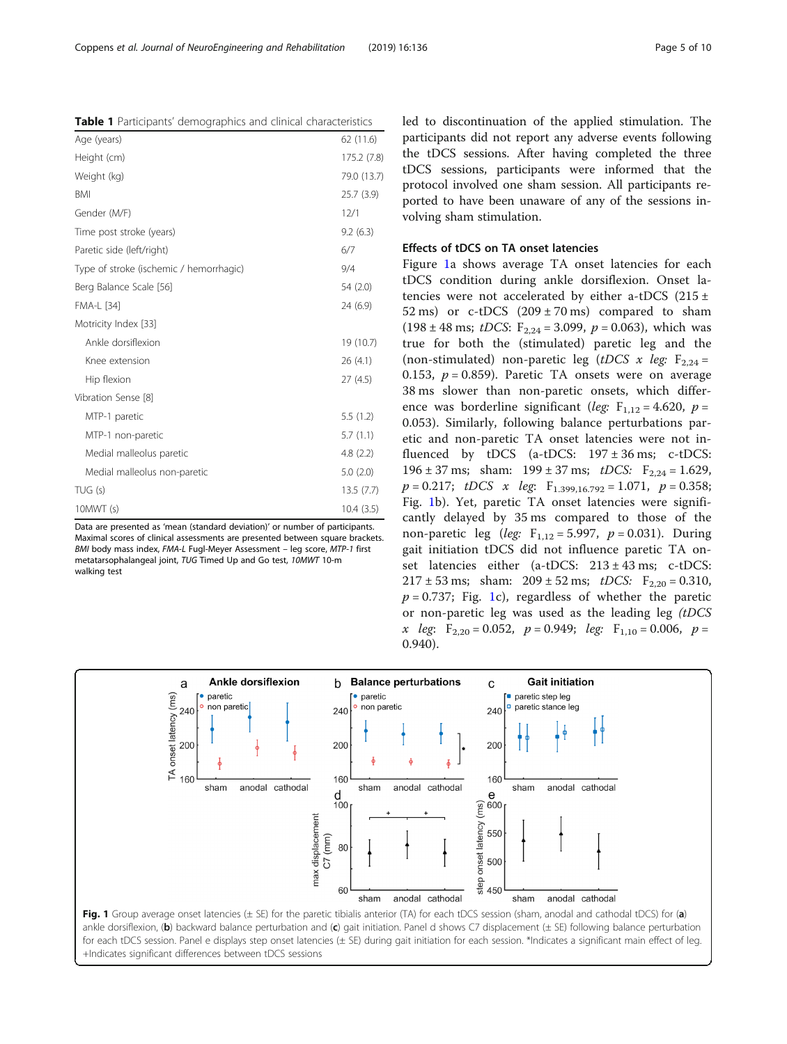**Table 1** Participants' demographics and clinical characteristics

| | |
|---|---|
| Age (years) | 62 (11.6) |
| Height (cm) | 175.2 (7.8) |
| Weight (kg) | 79.0 (13.7) |
| BMI | 25.7 (3.9) |
| Gender (M/F) | 12/1 |
| Time post stroke (years) | 9.2 (6.3) |
| Paretic side (left/right) | 6/7 |
| Type of stroke (ischemic / hemorrhagic) | 9/4 |
| Berg Balance Scale [56] | 54 (2.0) |
| FMA-L [34] | 24 (6.9) |
| Motricity Index [33] | |
| Ankle dorsiflexion | 19 (10.7) |
| Knee extension | 26 (4.1) |
| Hip flexion | 27 (4.5) |
| Vibration Sense [8] | |
| MTP-1 paretic | 5.5 (1.2) |
| MTP-1 non-paretic | 5.7 (1.1) |
| Medial malleolus paretic | 4.8 (2.2) |
| Medial malleolus non-paretic | 5.0 (2.0) |
| TUG (s) | 13.5 (7.7) |
| 10MWT (s) | 10.4 (3.5) |

Data are presented as 'mean (standard deviation)' or number of participants. Maximal scores of clinical assessments are presented between square brackets. *BMI* body mass index, *FMA-L* Fugl-Meyer Assessment – leg score, *MTP-1* first metatarsophalangeal joint, *TUG* Timed Up and Go test, *10MWT* 10-m walking test

led to discontinuation of the applied stimulation. The participants did not report any adverse events following the tDCS sessions. After having completed the three tDCS sessions, participants were informed that the protocol involved one sham session. All participants reported to have been unaware of any of the sessions involving sham stimulation.

### Effects of tDCS on TA onset latencies

Figure 1a shows average TA onset latencies for each tDCS condition during ankle dorsiflexion. Onset latencies were not accelerated by either a-tDCS (215 ± 52 ms) or c-tDCS (209 ± 70 ms) compared to sham (198 ± 48 ms; *tDCS*: $F_{2,24} = 3.099$, $p = 0.063$), which was true for both the (stimulated) paretic leg and the (non-stimulated) non-paretic leg (*tDCS x leg*: $F_{2,24} = 0.153$, $p = 0.859$). Paretic TA onsets were on average 38 ms slower than non-paretic onsets, which difference was borderline significant (*leg*: $F_{1,12} = 4.620$, $p = 0.053$). Similarly, following balance perturbations paretic and non-paretic TA onset latencies were not influenced by tDCS (a-tDCS: 197 ± 37 ms; c-tDCS: 196 ± 37 ms; sham: 199 ± 37 ms; *tDCS*: $F_{2,24} = 1.629$, $p = 0.217$; *tDCS x leg*: $F_{1.399,16.792} = 1.071$, $p = 0.358$; Fig. 1b). Yet, paretic TA onset latencies were significantly delayed by 35 ms compared to those of the non-paretic leg (*leg*: $F_{1,12} = 5.997$, $p = 0.031$). During gait initiation tDCS did not influence paretic TA onset latencies either (a-tDCS: 213 ± 43 ms; c-tDCS: 217 ± 53 ms; sham: 209 ± 52 ms; *tDCS*: $F_{2,20} = 0.310$, $p = 0.737$; Fig. 1c), regardless of whether the paretic or non-paretic leg was used as the leading leg (*tDCS x leg*: $F_{2,20} = 0.052$, $p = 0.949$; *leg*: $F_{1,10} = 0.006$, $p = 0.940$).

**Fig. 1** Group average onset latencies (± SE) for the paretic tibialis anterior (TA) for each tDCS session (sham, anodal and cathodal tDCS) for (**a**) ankle dorsiflexion, (**b**) backward balance perturbation and (**c**) gait initiation. Panel d shows C7 displacement (± SE) following balance perturbation for each tDCS session. Panel e displays step onset latencies (± SE) during gait initiation for each session. *Indicates a significant main effect of leg. +Indicates significant differences between tDCS sessions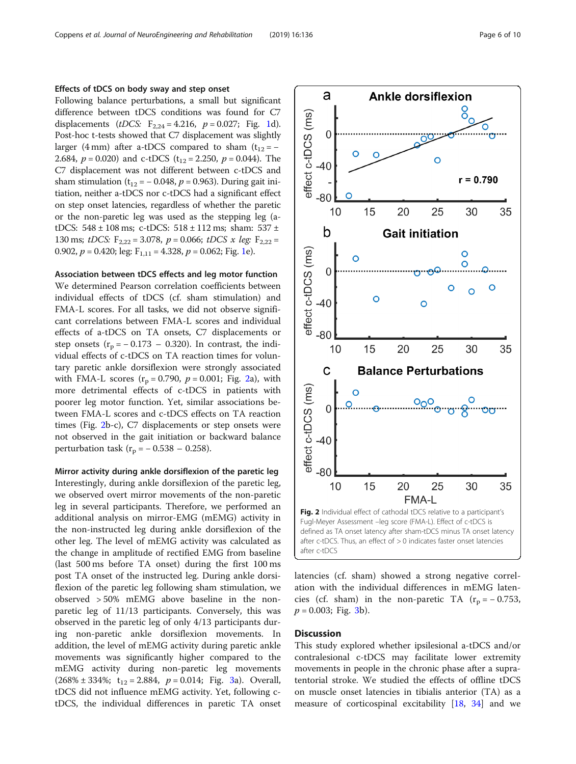### Effects of tDCS on body sway and step onset

Following balance perturbations, a small but significant difference between tDCS conditions was found for C7 displacements (*tDCS:* $F_{2,24} = 4.216$, $p = 0.027$; Fig. 1d). Post-hoc t-tests showed that C7 displacement was slightly larger (4 mm) after a-tDCS compared to sham ($t_{12} = -2.684$, $p = 0.020$) and c-tDCS ($t_{12} = 2.250$, $p = 0.044$). The C7 displacement was not different between c-tDCS and sham stimulation ($t_{12} = -0.048$, $p = 0.963$). During gait initiation, neither a-tDCS nor c-tDCS had a significant effect on step onset latencies, regardless of whether the paretic or the non-paretic leg was used as the stepping leg (a-tDCS: 548 ± 108 ms; c-tDCS: 518 ± 112 ms; sham: 537 ± 130 ms; *tDCS:* $F_{2,22} = 3.078$, $p = 0.066$; *tDCS x leg:* $F_{2,22} = 0.902$, $p = 0.420$; leg: $F_{1,11} = 4.328$, $p = 0.062$; Fig. 1e).

### Association between tDCS effects and leg motor function

We determined Pearson correlation coefficients between individual effects of tDCS (cf. sham stimulation) and FMA-L scores. For all tasks, we did not observe significant correlations between FMA-L scores and individual effects of a-tDCS on TA onsets, C7 displacements or step onsets ($r_p = -0.173 - 0.320$). In contrast, the individual effects of c-tDCS on TA reaction times for voluntary paretic ankle dorsiflexion were strongly associated with FMA-L scores ($r_p = 0.790$, $p = 0.001$; Fig. 2a), with more detrimental effects of c-tDCS in patients with poorer leg motor function. Yet, similar associations between FMA-L scores and c-tDCS effects on TA reaction times (Fig. 2b-c), C7 displacements or step onsets were not observed in the gait initiation or backward balance perturbation task ($r_p = -0.538 - 0.258$).

### Mirror activity during ankle dorsiflexion of the paretic leg

Interestingly, during ankle dorsiflexion of the paretic leg, we observed overt mirror movements of the non-paretic leg in several participants. Therefore, we performed an additional analysis on mirror-EMG (mEMG) activity in the non-instructed leg during ankle dorsiflexion of the other leg. The level of mEMG activity was calculated as the change in amplitude of rectified EMG from baseline (last 500 ms before TA onset) during the first 100 ms post TA onset of the instructed leg. During ankle dorsiflexion of the paretic leg following sham stimulation, we observed > 50% mEMG above baseline in the non-paretic leg of 11/13 participants. Conversely, this was observed in the paretic leg of only 4/13 participants during non-paretic ankle dorsiflexion movements. In addition, the level of mEMG activity during paretic ankle movements was significantly higher compared to the mEMG activity during non-paretic leg movements (268% ± 334%; $t_{12} = 2.884$, $p = 0.014$; Fig. 3a). Overall, tDCS did not influence mEMG activity. Yet, following c-tDCS, the individual differences in paretic TA onset latencies (cf. sham) showed a strong negative correlation with the individual differences in mEMG latencies (cf. sham) in the non-paretic TA ($r_p = -0.753$, $p = 0.003$; Fig. 3b).

**Fig. 2** Individual effect of cathodal tDCS relative to a participant's Fugl-Meyer Assessment –leg score (FMA-L). Effect of c-tDCS is defined as TA onset latency after sham-tDCS minus TA onset latency after c-tDCS. Thus, an effect of > 0 indicates faster onset latencies after c-tDCS

## Discussion

This study explored whether ipsilesional a-tDCS and/or contralesional c-tDCS may facilitate lower extremity movements in people in the chronic phase after a supratentorial stroke. We studied the effects of offline tDCS on muscle onset latencies in tibialis anterior (TA) as a measure of corticospinal excitability [18, 34] and we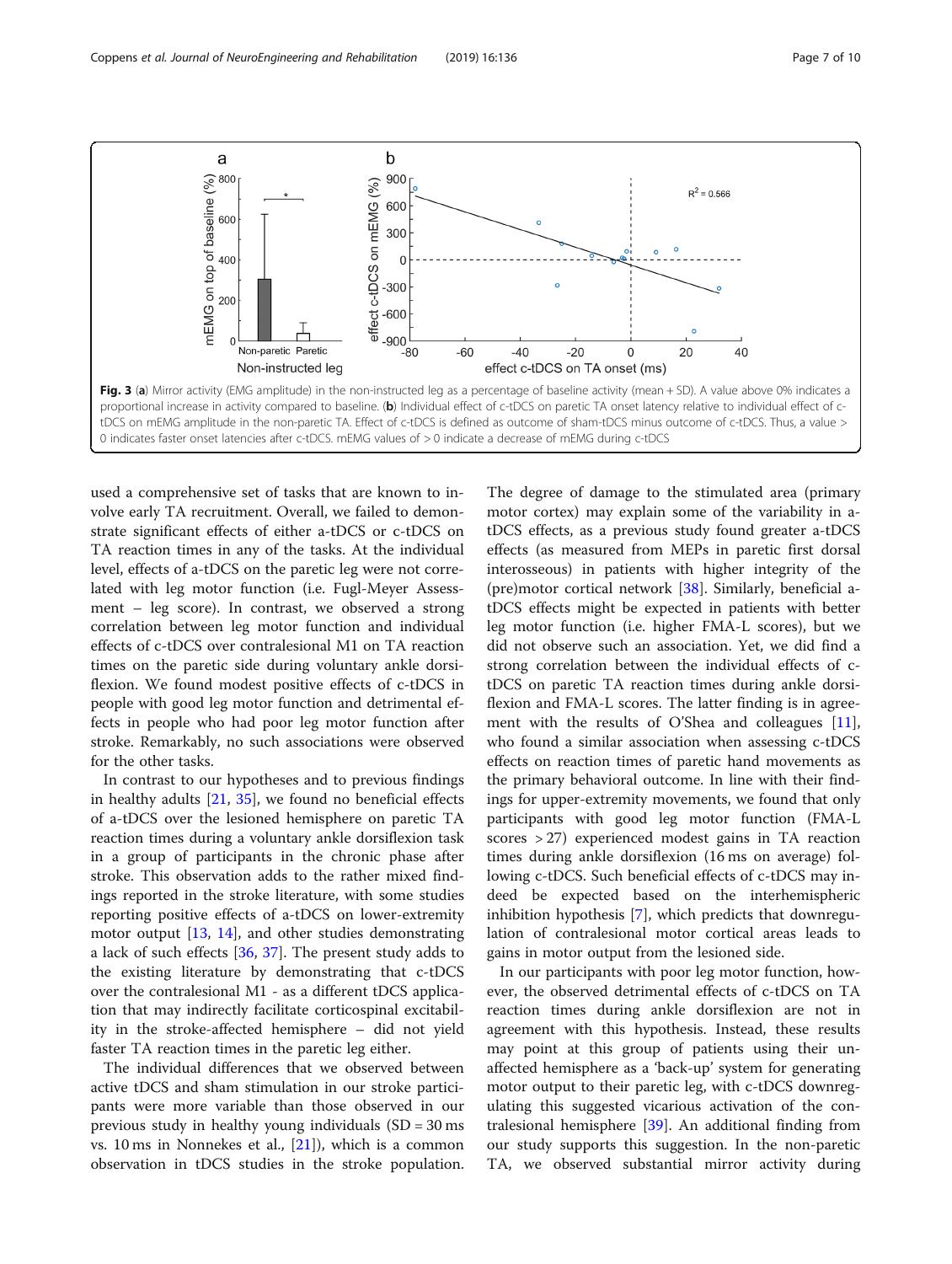**Fig. 3** (**a**) Mirror activity (EMG amplitude) in the non-instructed leg as a percentage of baseline activity (mean + SD). A value above 0% indicates a proportional increase in activity compared to baseline. (**b**) Individual effect of c-tDCS on paretic TA onset latency relative to individual effect of c-tDCS on mEMG amplitude in the non-paretic TA. Effect of c-tDCS is defined as outcome of sham-tDCS minus outcome of c-tDCS. Thus, a value > 0 indicates faster onset latencies after c-tDCS. mEMG values of > 0 indicate a decrease of mEMG during c-tDCS

used a comprehensive set of tasks that are known to involve early TA recruitment. Overall, we failed to demonstrate significant effects of either a-tDCS or c-tDCS on TA reaction times in any of the tasks. At the individual level, effects of a-tDCS on the paretic leg were not correlated with leg motor function (i.e. Fugl-Meyer Assessment – leg score). In contrast, we observed a strong correlation between leg motor function and individual effects of c-tDCS over contralesional M1 on TA reaction times on the paretic side during voluntary ankle dorsiflexion. We found modest positive effects of c-tDCS in people with good leg motor function and detrimental effects in people who had poor leg motor function after stroke. Remarkably, no such associations were observed for the other tasks.

In contrast to our hypotheses and to previous findings in healthy adults [21, 35], we found no beneficial effects of a-tDCS over the lesioned hemisphere on paretic TA reaction times during a voluntary ankle dorsiflexion task in a group of participants in the chronic phase after stroke. This observation adds to the rather mixed findings reported in the stroke literature, with some studies reporting positive effects of a-tDCS on lower-extremity motor output [13, 14], and other studies demonstrating a lack of such effects [36, 37]. The present study adds to the existing literature by demonstrating that c-tDCS over the contralesional M1 - as a different tDCS application that may indirectly facilitate corticospinal excitability in the stroke-affected hemisphere – did not yield faster TA reaction times in the paretic leg either.

The individual differences that we observed between active tDCS and sham stimulation in our stroke participants were more variable than those observed in our previous study in healthy young individuals (SD = 30 ms vs. 10 ms in Nonnekes et al., [21]), which is a common observation in tDCS studies in the stroke population. The degree of damage to the stimulated area (primary motor cortex) may explain some of the variability in a-tDCS effects, as a previous study found greater a-tDCS effects (as measured from MEPs in paretic first dorsal interosseous) in patients with higher integrity of the (pre)motor cortical network [38]. Similarly, beneficial a-tDCS effects might be expected in patients with better leg motor function (i.e. higher FMA-L scores), but we did not observe such an association. Yet, we did find a strong correlation between the individual effects of c-tDCS on paretic TA reaction times during ankle dorsiflexion and FMA-L scores. The latter finding is in agreement with the results of O'Shea and colleagues [11], who found a similar association when assessing c-tDCS effects on reaction times of paretic hand movements as the primary behavioral outcome. In line with their findings for upper-extremity movements, we found that only participants with good leg motor function (FMA-L scores > 27) experienced modest gains in TA reaction times during ankle dorsiflexion (16 ms on average) following c-tDCS. Such beneficial effects of c-tDCS may indeed be expected based on the interhemispheric inhibition hypothesis [7], which predicts that downregulation of contralesional motor cortical areas leads to gains in motor output from the lesioned side.

In our participants with poor leg motor function, however, the observed detrimental effects of c-tDCS on TA reaction times during ankle dorsiflexion are not in agreement with this hypothesis. Instead, these results may point at this group of patients using their unaffected hemisphere as a 'back-up' system for generating motor output to their paretic leg, with c-tDCS downregulating this suggested vicarious activation of the contralesional hemisphere [39]. An additional finding from our study supports this suggestion. In the non-paretic TA, we observed substantial mirror activity during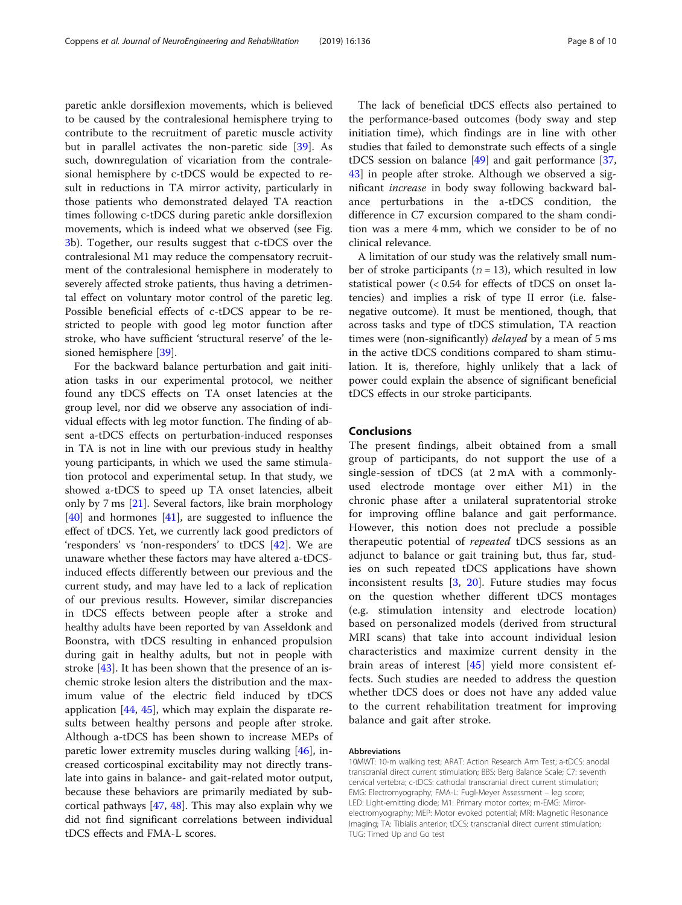paretic ankle dorsiflexion movements, which is believed to be caused by the contralesional hemisphere trying to contribute to the recruitment of paretic muscle activity but in parallel activates the non-paretic side [39]. As such, downregulation of vicariation from the contralesional hemisphere by c-tDCS would be expected to result in reductions in TA mirror activity, particularly in those patients who demonstrated delayed TA reaction times following c-tDCS during paretic ankle dorsiflexion movements, which is indeed what we observed (see Fig. 3b). Together, our results suggest that c-tDCS over the contralesional M1 may reduce the compensatory recruitment of the contralesional hemisphere in moderately to severely affected stroke patients, thus having a detrimental effect on voluntary motor control of the paretic leg. Possible beneficial effects of c-tDCS appear to be restricted to people with good leg motor function after stroke, who have sufficient 'structural reserve' of the lesioned hemisphere [39].

For the backward balance perturbation and gait initiation tasks in our experimental protocol, we neither found any tDCS effects on TA onset latencies at the group level, nor did we observe any association of individual effects with leg motor function. The finding of absent a-tDCS effects on perturbation-induced responses in TA is not in line with our previous study in healthy young participants, in which we used the same stimulation protocol and experimental setup. In that study, we showed a-tDCS to speed up TA onset latencies, albeit only by 7 ms [21]. Several factors, like brain morphology [40] and hormones [41], are suggested to influence the effect of tDCS. Yet, we currently lack good predictors of 'responders' vs 'non-responders' to tDCS [42]. We are unaware whether these factors may have altered a-tDCS-induced effects differently between our previous and the current study, and may have led to a lack of replication of our previous results. However, similar discrepancies in tDCS effects between people after a stroke and healthy adults have been reported by van Asseldonk and Boonstra, with tDCS resulting in enhanced propulsion during gait in healthy adults, but not in people with stroke [43]. It has been shown that the presence of an ischemic stroke lesion alters the distribution and the maximum value of the electric field induced by tDCS application [44, 45], which may explain the disparate results between healthy persons and people after stroke. Although a-tDCS has been shown to increase MEPs of paretic lower extremity muscles during walking [46], increased corticospinal excitability may not directly translate into gains in balance- and gait-related motor output, because these behaviors are primarily mediated by subcortical pathways [47, 48]. This may also explain why we did not find significant correlations between individual tDCS effects and FMA-L scores.

The lack of beneficial tDCS effects also pertained to the performance-based outcomes (body sway and step initiation time), which findings are in line with other studies that failed to demonstrate such effects of a single tDCS session on balance [49] and gait performance [37, 43] in people after stroke. Although we observed a significant *increase* in body sway following backward balance perturbations in the a-tDCS condition, the difference in C7 excursion compared to the sham condition was a mere 4 mm, which we consider to be of no clinical relevance.

A limitation of our study was the relatively small number of stroke participants ($n = 13$), which resulted in low statistical power (< 0.54 for effects of tDCS on onset latencies) and implies a risk of type II error (i.e. false-negative outcome). It must be mentioned, though, that across tasks and type of tDCS stimulation, TA reaction times were (non-significantly) *delayed* by a mean of 5 ms in the active tDCS conditions compared to sham stimulation. It is, therefore, highly unlikely that a lack of power could explain the absence of significant beneficial tDCS effects in our stroke participants.

## Conclusions

The present findings, albeit obtained from a small group of participants, do not support the use of a single-session of tDCS (at 2 mA with a commonly-used electrode montage over either M1) in the chronic phase after a unilateral supratentorial stroke for improving offline balance and gait performance. However, this notion does not preclude a possible therapeutic potential of *repeated* tDCS sessions as an adjunct to balance or gait training but, thus far, studies on such repeated tDCS applications have shown inconsistent results [3, 20]. Future studies may focus on the question whether different tDCS montages (e.g. stimulation intensity and electrode location) based on personalized models (derived from structural MRI scans) that take into account individual lesion characteristics and maximize current density in the brain areas of interest [45] yield more consistent effects. Such studies are needed to address the question whether tDCS does or does not have any added value to the current rehabilitation treatment for improving balance and gait after stroke.

#### Abbreviations

10MWT: 10-m walking test; ARAT: Action Research Arm Test; a-tDCS: anodal transcranial direct current stimulation; BBS: Berg Balance Scale; C7: seventh cervical vertebra; c-tDCS: cathodal transcranial direct current stimulation; EMG: Electromyography; FMA-L: Fugl-Meyer Assessment – leg score; LED: Light-emitting diode; M1: Primary motor cortex; m-EMG: Mirror-electromyography; MEP: Motor evoked potential; MRI: Magnetic Resonance Imaging; TA: Tibialis anterior; tDCS: transcranial direct current stimulation; TUG: Timed Up and Go test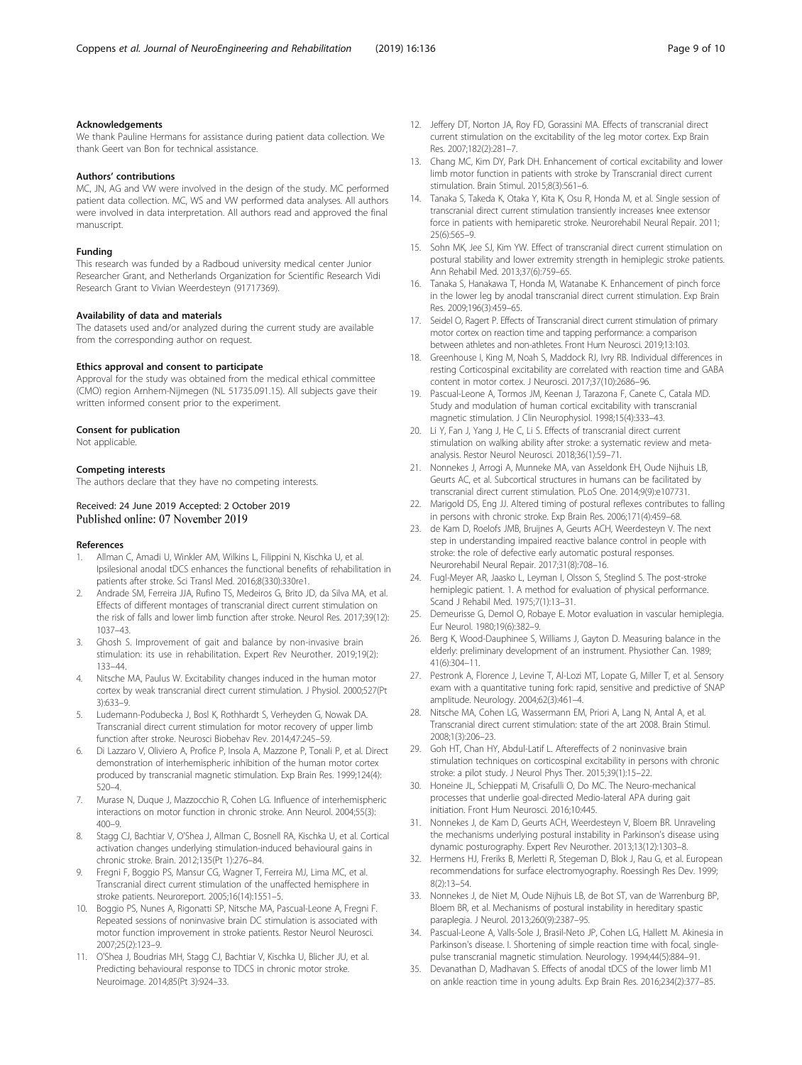### Acknowledgements

We thank Pauline Hermans for assistance during patient data collection. We thank Geert van Bon for technical assistance.

### Authors' contributions

MC, JN, AG and VW were involved in the design of the study. MC performed patient data collection. MC, WS and VW performed data analyses. All authors were involved in data interpretation. All authors read and approved the final manuscript.

### Funding

This research was funded by a Radboud university medical center Junior Researcher Grant, and Netherlands Organization for Scientific Research Vidi Research Grant to Vivian Weerdesteyn (91717369).

### Availability of data and materials

The datasets used and/or analyzed during the current study are available from the corresponding author on request.

### Ethics approval and consent to participate

Approval for the study was obtained from the medical ethical committee (CMO) region Arnhem-Nijmegen (NL 51735.091.15). All subjects gave their written informed consent prior to the experiment.

### Consent for publication

Not applicable.

### Competing interests

The authors declare that they have no competing interests.

Received: 24 June 2019 Accepted: 2 October 2019
Published online: 07 November 2019

### References

1. Allman C, Amadi U, Winkler AM, Wilkins L, Filippini N, Kischka U, et al. Ipsilesional anodal tDCS enhances the functional benefits of rehabilitation in patients after stroke. Sci Transl Med. 2016;8(330):330re1.
2. Andrade SM, Ferreira JJA, Rufino TS, Medeiros G, Brito JD, da Silva MA, et al. Effects of different montages of transcranial direct current stimulation on the risk of falls and lower limb function after stroke. Neurol Res. 2017;39(12): 1037–43.
3. Ghosh S. Improvement of gait and balance by non-invasive brain stimulation: its use in rehabilitation. Expert Rev Neurother. 2019;19(2): 133–44.
4. Nitsche MA, Paulus W. Excitability changes induced in the human motor cortex by weak transcranial direct current stimulation. J Physiol. 2000;527(Pt 3):633–9.
5. Ludemann-Podubecka J, Bosl K, Rothhardt S, Verheyden G, Nowak DA. Transcranial direct current stimulation for motor recovery of upper limb function after stroke. Neurosci Biobehav Rev. 2014;47:245–59.
6. Di Lazzaro V, Oliviero A, Profice P, Insola A, Mazzone P, Tonali P, et al. Direct demonstration of interhemispheric inhibition of the human motor cortex produced by transcranial magnetic stimulation. Exp Brain Res. 1999;124(4): 520–4.
7. Murase N, Duque J, Mazzocchio R, Cohen LG. Influence of interhemispheric interactions on motor function in chronic stroke. Ann Neurol. 2004;55(3): 400–9.
8. Stagg CJ, Bachtiar V, O'Shea J, Allman C, Bosnell RA, Kischka U, et al. Cortical activation changes underlying stimulation-induced behavioural gains in chronic stroke. Brain. 2012;135(Pt 1):276–84.
9. Fregni F, Boggio PS, Mansur CG, Wagner T, Ferreira MJ, Lima MC, et al. Transcranial direct current stimulation of the unaffected hemisphere in stroke patients. Neuroreport. 2005;16(14):1551–5.
10. Boggio PS, Nunes A, Rigonatti SP, Nitsche MA, Pascual-Leone A, Fregni F. Repeated sessions of noninvasive brain DC stimulation is associated with motor function improvement in stroke patients. Restor Neurol Neurosci. 2007;25(2):123–9.
11. O'Shea J, Boudrias MH, Stagg CJ, Bachtiar V, Kischka U, Blicher JU, et al. Predicting behavioural response to TDCS in chronic motor stroke. Neuroimage. 2014;85(Pt 3):924–33.
12. Jeffery DT, Norton JA, Roy FD, Gorassini MA. Effects of transcranial direct current stimulation on the excitability of the leg motor cortex. Exp Brain Res. 2007;182(2):281–7.
13. Chang MC, Kim DY, Park DH. Enhancement of cortical excitability and lower limb motor function in patients with stroke by Transcranial direct current stimulation. Brain Stimul. 2015;8(3):561–6.
14. Tanaka S, Takeda K, Otaka Y, Kita K, Osu R, Honda M, et al. Single session of transcranial direct current stimulation transiently increases knee extensor force in patients with hemiparetic stroke. Neurorehabil Neural Repair. 2011; 25(6):565–9.
15. Sohn MK, Jee SJ, Kim YW. Effect of transcranial direct current stimulation on postural stability and lower extremity strength in hemiplegic stroke patients. Ann Rehabil Med. 2013;37(6):759–65.
16. Tanaka S, Hanakawa T, Honda M, Watanabe K. Enhancement of pinch force in the lower leg by anodal transcranial direct current stimulation. Exp Brain Res. 2009;196(3):459–65.
17. Seidel O, Ragert P. Effects of Transcranial direct current stimulation of primary motor cortex on reaction time and tapping performance: a comparison between athletes and non-athletes. Front Hum Neurosci. 2019;13:103.
18. Greenhouse I, King M, Noah S, Maddock RJ, Ivry RB. Individual differences in resting Corticospinal excitability are correlated with reaction time and GABA content in motor cortex. J Neurosci. 2017;37(10):2686–96.
19. Pascual-Leone A, Tormos JM, Keenan J, Tarazona F, Canete C, Catala MD. Study and modulation of human cortical excitability with transcranial magnetic stimulation. J Clin Neurophysiol. 1998;15(4):333–43.
20. Li Y, Fan J, Yang J, He C, Li S. Effects of transcranial direct current stimulation on walking ability after stroke: a systematic review and meta-analysis. Restor Neurol Neurosci. 2018;36(1):59–71.
21. Nonnekes J, Arrogi A, Munneke MA, van Asseldonk EH, Oude Nijhuis LB, Geurts AC, et al. Subcortical structures in humans can be facilitated by transcranial direct current stimulation. PLoS One. 2014;9(9):e107731.
22. Marigold DS, Eng JJ. Altered timing of postural reflexes contributes to falling in persons with chronic stroke. Exp Brain Res. 2006;171(4):459–68.
23. de Kam D, Roelofs JMB, Bruijnes A, Geurts ACH, Weerdesteyn V. The next step in understanding impaired reactive balance control in people with stroke: the role of defective early automatic postural responses. Neurorehabil Neural Repair. 2017;31(8):708–16.
24. Fugl-Meyer AR, Jaasko L, Leyman I, Olsson S, Steglind S. The post-stroke hemiplegic patient. 1. A method for evaluation of physical performance. Scand J Rehabil Med. 1975;7(1):13–31.
25. Demeurisse G, Demol O, Robaye E. Motor evaluation in vascular hemiplegia. Eur Neurol. 1980;19(6):382–9.
26. Berg K, Wood-Dauphinee S, Williams J, Gayton D. Measuring balance in the elderly: preliminary development of an instrument. Physiother Can. 1989; 41(6):304–11.
27. Pestronk A, Florence J, Levine T, Al-Lozi MT, Lopate G, Miller T, et al. Sensory exam with a quantitative tuning fork: rapid, sensitive and predictive of SNAP amplitude. Neurology. 2004;62(3):461–4.
28. Nitsche MA, Cohen LG, Wassermann EM, Priori A, Lang N, Antal A, et al. Transcranial direct current stimulation: state of the art 2008. Brain Stimul. 2008;1(3):206–23.
29. Goh HT, Chan HY, Abdul-Latif L. Aftereffects of 2 noninvasive brain stimulation techniques on corticospinal excitability in persons with chronic stroke: a pilot study. J Neurol Phys Ther. 2015;39(1):15–22.
30. Honeine JL, Schieppati M, Crisafulli O, Do MC. The Neuro-mechanical processes that underlie goal-directed Medio-lateral APA during gait initiation. Front Hum Neurosci. 2016;10:445.
31. Nonnekes J, de Kam D, Geurts ACH, Weerdesteyn V, Bloem BR. Unraveling the mechanisms underlying postural instability in Parkinson's disease using dynamic posturography. Expert Rev Neurother. 2013;13(12):1303–8.
32. Hermens HJ, Freriks B, Merletti R, Stegeman D, Blok J, Rau G, et al. European recommendations for surface electromyography. Roessingh Res Dev. 1999; 8(2):13–54.
33. Nonnekes J, de Niet M, Oude Nijhuis LB, de Bot ST, van de Warrenburg BP, Bloem BR, et al. Mechanisms of postural instability in hereditary spastic paraplegia. J Neurol. 2013;260(9):2387–95.
34. Pascual-Leone A, Valls-Sole J, Brasil-Neto JP, Cohen LG, Hallett M. Akinesia in Parkinson's disease. I. Shortening of simple reaction time with focal, single-pulse transcranial magnetic stimulation. Neurology. 1994;44(5):884–91.
35. Devanathan D, Madhavan S. Effects of anodal tDCS of the lower limb M1 on ankle reaction time in young adults. Exp Brain Res. 2016;234(2):377–85.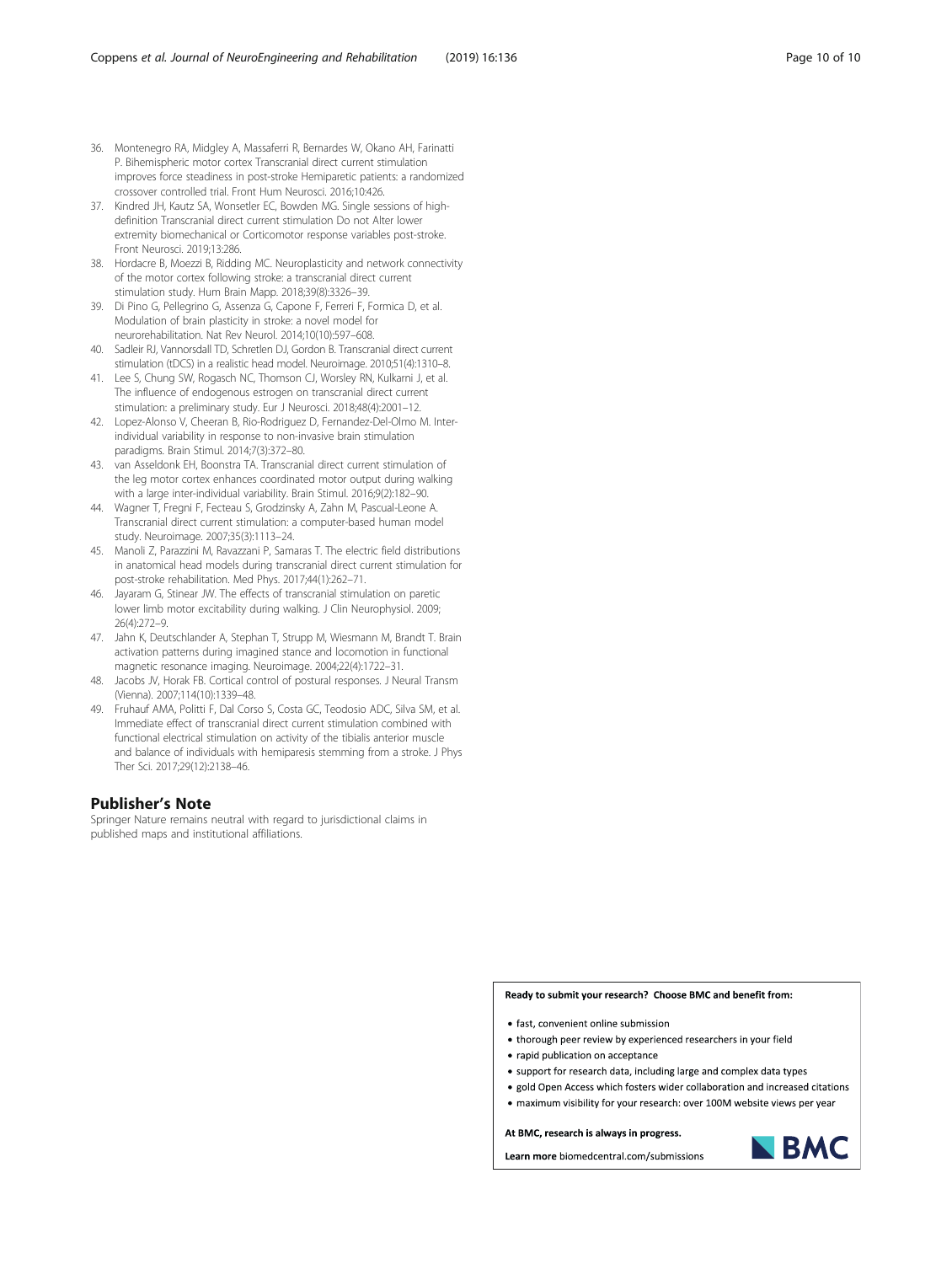36. Montenegro RA, Midgley A, Massaferri R, Bernardes W, Okano AH, Farinatti P. Bihemispheric motor cortex Transcranial direct current stimulation improves force steadiness in post-stroke Hemiparetic patients: a randomized crossover controlled trial. Front Hum Neurosci. 2016;10:426.
37. Kindred JH, Kautz SA, Wonsetler EC, Bowden MG. Single sessions of high-definition Transcranial direct current stimulation Do not Alter lower extremity biomechanical or Corticomotor response variables post-stroke. Front Neurosci. 2019;13:286.
38. Hordacre B, Moezzi B, Ridding MC. Neuroplasticity and network connectivity of the motor cortex following stroke: a transcranial direct current stimulation study. Hum Brain Mapp. 2018;39(8):3326–39.
39. Di Pino G, Pellegrino G, Assenza G, Capone F, Ferreri F, Formica D, et al. Modulation of brain plasticity in stroke: a novel model for neurorehabilitation. Nat Rev Neurol. 2014;10(10):597–608.
40. Sadleir RJ, Vannorsdall TD, Schretlen DJ, Gordon B. Transcranial direct current stimulation (tDCS) in a realistic head model. Neuroimage. 2010;51(4):1310–8.
41. Lee S, Chung SW, Rogasch NC, Thomson CJ, Worsley RN, Kulkarni J, et al. The influence of endogenous estrogen on transcranial direct current stimulation: a preliminary study. Eur J Neurosci. 2018;48(4):2001–12.
42. Lopez-Alonso V, Cheeran B, Rio-Rodriguez D, Fernandez-Del-Olmo M. Inter-individual variability in response to non-invasive brain stimulation paradigms. Brain Stimul. 2014;7(3):372–80.
43. van Asseldonk EH, Boonstra TA. Transcranial direct current stimulation of the leg motor cortex enhances coordinated motor output during walking with a large inter-individual variability. Brain Stimul. 2016;9(2):182–90.
44. Wagner T, Fregni F, Fecteau S, Grodzinsky A, Zahn M, Pascual-Leone A. Transcranial direct current stimulation: a computer-based human model study. Neuroimage. 2007;35(3):1113–24.
45. Manoli Z, Parazzini M, Ravazzani P, Samaras T. The electric field distributions in anatomical head models during transcranial direct current stimulation for post-stroke rehabilitation. Med Phys. 2017;44(1):262–71.
46. Jayaram G, Stinear JW. The effects of transcranial stimulation on paretic lower limb motor excitability during walking. J Clin Neurophysiol. 2009; 26(4):272–9.
47. Jahn K, Deutschlander A, Stephan T, Strupp M, Wiesmann M, Brandt T. Brain activation patterns during imagined stance and locomotion in functional magnetic resonance imaging. Neuroimage. 2004;22(4):1722–31.
48. Jacobs JV, Horak FB. Cortical control of postural responses. J Neural Transm (Vienna). 2007;114(10):1339–48.
49. Fruhauf AMA, Politti F, Dal Corso S, Costa GC, Teodosio ADC, Silva SM, et al. Immediate effect of transcranial direct current stimulation combined with functional electrical stimulation on activity of the tibialis anterior muscle and balance of individuals with hemiparesis stemming from a stroke. J Phys Ther Sci. 2017;29(12):2138–46.

## Publisher's Note

Springer Nature remains neutral with regard to jurisdictional claims in published maps and institutional affiliations.

**Ready to submit your research? Choose BMC and benefit from:**

- fast, convenient online submission
- thorough peer review by experienced researchers in your field
- rapid publication on acceptance
- support for research data, including large and complex data types
- gold Open Access which fosters wider collaboration and increased citations
- maximum visibility for your research: over 100M website views per year

**At BMC, research is always in progress.**

**Learn more** biomedcentral.com/submissions

BMC